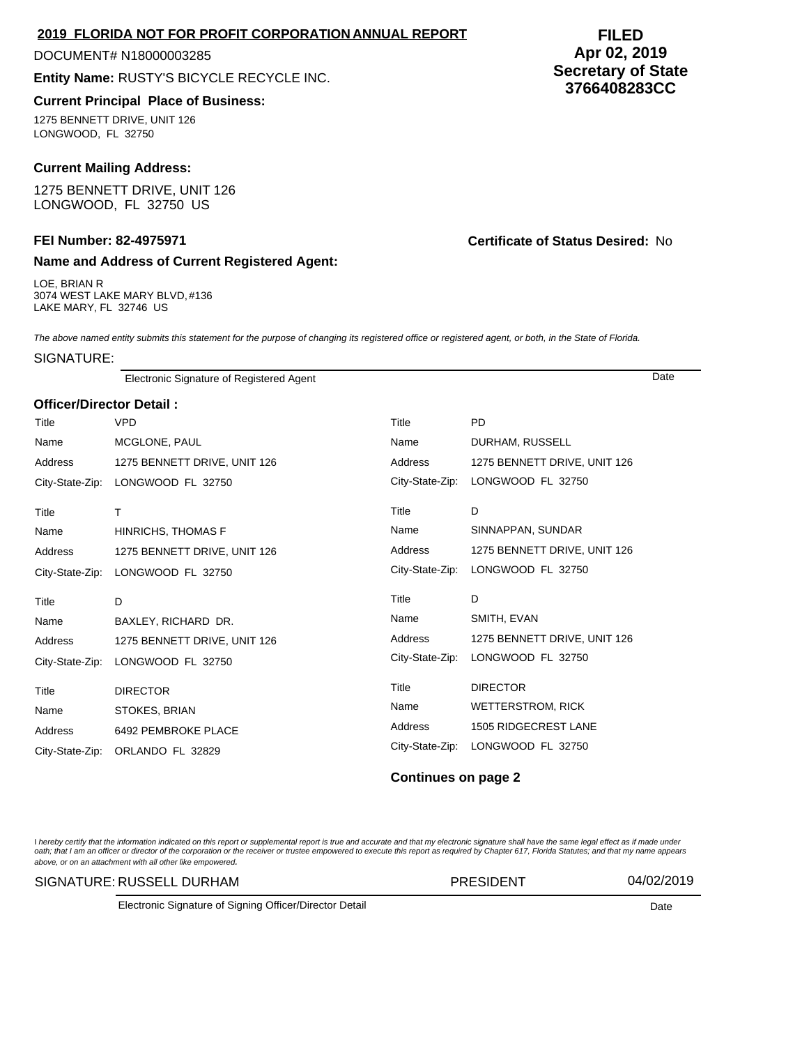**2019 FLORIDA NOT FOR PROFIT CORPORATION ANNUAL REPORT**

DOCUMENT# N18000003285

**Entity Name:** RUSTY'S BICYCLE RECYCLE INC.

**FILED**
**Apr 02, 2019**
**Secretary of State**
**3766408283CC**

**Current Principal Place of Business:**

1275 BENNETT DRIVE, UNIT 126
LONGWOOD, FL 32750

**Current Mailing Address:**

1275 BENNETT DRIVE, UNIT 126
LONGWOOD, FL 32750 US

**FEI Number: 82-4975971**

**Certificate of Status Desired:** No

**Name and Address of Current Registered Agent:**

LOE, BRIAN R
3074 WEST LAKE MARY BLVD, #136
LAKE MARY, FL 32746 US

*The above named entity submits this statement for the purpose of changing its registered office or registered agent, or both, in the State of Florida.*

SIGNATURE:

Electronic Signature of Registered Agent — Date

**Officer/Director Detail :**

| Title | VPD | Title | PD |
|---|---|---|---|
| Name | MCGLONE, PAUL | Name | DURHAM, RUSSELL |
| Address | 1275 BENNETT DRIVE, UNIT 126 | Address | 1275 BENNETT DRIVE, UNIT 126 |
| City-State-Zip: | LONGWOOD FL 32750 | City-State-Zip: | LONGWOOD FL 32750 |
| Title | T | Title | D |
| Name | HINRICHS, THOMAS F | Name | SINNAPPAN, SUNDAR |
| Address | 1275 BENNETT DRIVE, UNIT 126 | Address | 1275 BENNETT DRIVE, UNIT 126 |
| City-State-Zip: | LONGWOOD FL 32750 | City-State-Zip: | LONGWOOD FL 32750 |
| Title | D | Title | D |
| Name | BAXLEY, RICHARD DR. | Name | SMITH, EVAN |
| Address | 1275 BENNETT DRIVE, UNIT 126 | Address | 1275 BENNETT DRIVE, UNIT 126 |
| City-State-Zip: | LONGWOOD FL 32750 | City-State-Zip: | LONGWOOD FL 32750 |
| Title | DIRECTOR | Title | DIRECTOR |
| Name | STOKES, BRIAN | Name | WETTERSTROM, RICK |
| Address | 6492 PEMBROKE PLACE | Address | 1505 RIDGECREST LANE |
| City-State-Zip: | ORLANDO FL 32829 | City-State-Zip: | LONGWOOD FL 32750 |

**Continues on page 2**

*I hereby certify that the information indicated on this report or supplemental report is true and accurate and that my electronic signature shall have the same legal effect as if made under oath; that I am an officer or director of the corporation or the receiver or trustee empowered to execute this report as required by Chapter 617, Florida Statutes; and that my name appears above, or on an attachment with all other like empowered.*

SIGNATURE: RUSSELL DURHAM — PRESIDENT — 04/02/2019

Electronic Signature of Signing Officer/Director Detail — Date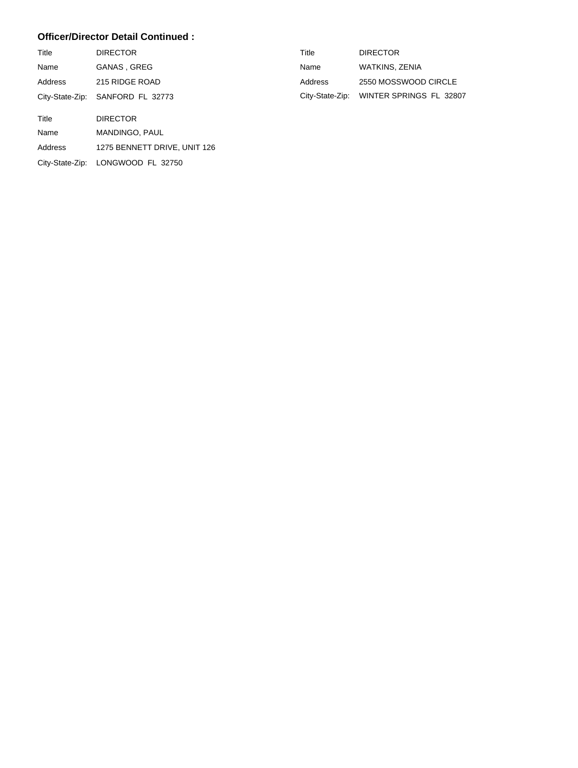**Officer/Director Detail Continued :**

| | |
|---|---|
| Title | DIRECTOR |
| Name | GANAS , GREG |
| Address | 215 RIDGE ROAD |
| City-State-Zip: | SANFORD FL 32773 |

| | |
|---|---|
| Title | DIRECTOR |
| Name | WATKINS, ZENIA |
| Address | 2550 MOSSWOOD CIRCLE |
| City-State-Zip: | WINTER SPRINGS FL 32807 |

| | |
|---|---|
| Title | DIRECTOR |
| Name | MANDINGO, PAUL |
| Address | 1275 BENNETT DRIVE, UNIT 126 |
| City-State-Zip: | LONGWOOD FL 32750 |